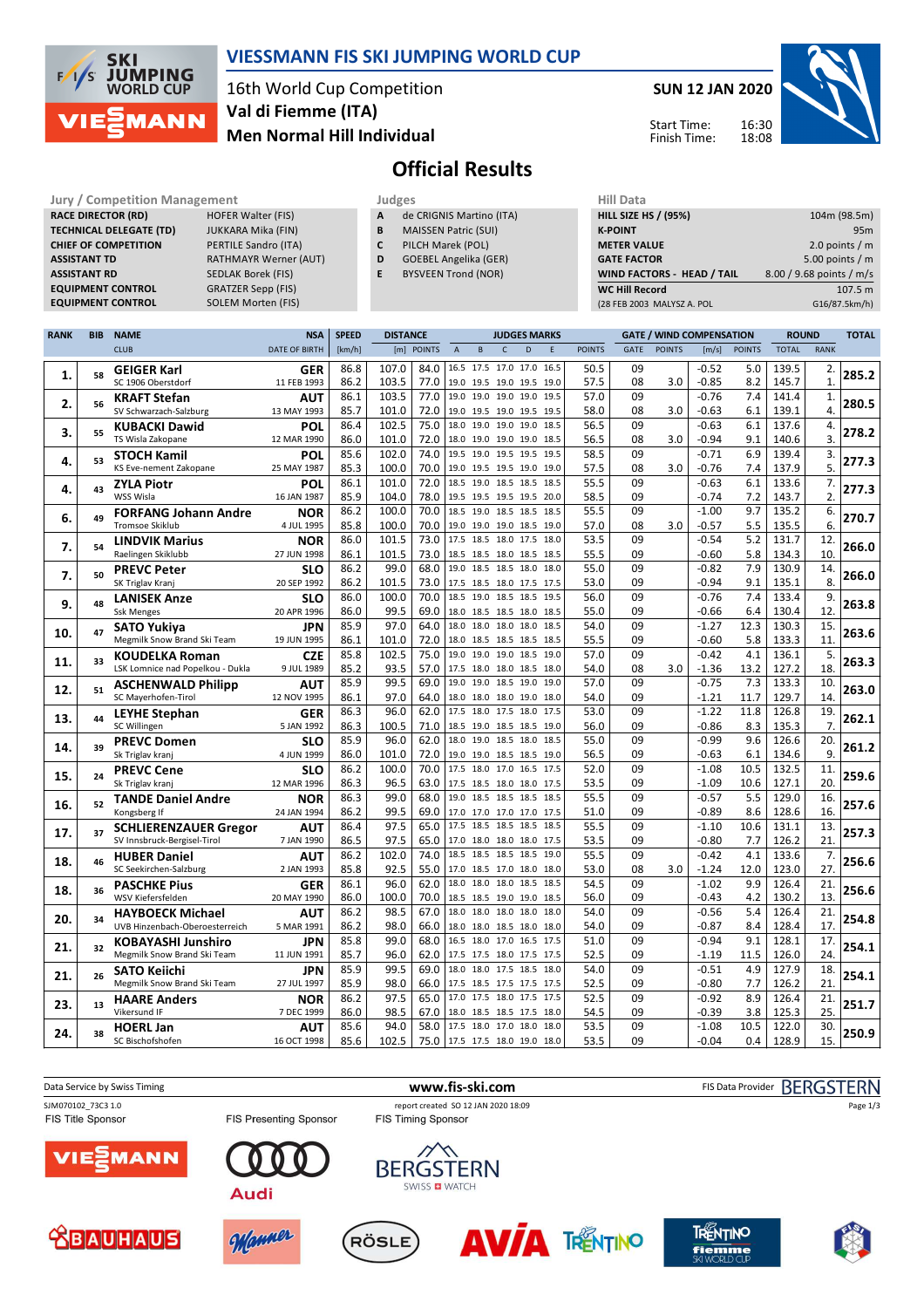# VIESSMANN FIS SKI JUMPING WORLD CUP

16th World Cup Competition
**Val di Fiemme (ITA)**
**Men Normal Hill Individual**

**SUN 12 JAN 2020**

Start Time: 16:30
Finish Time: 18:08

## Official Results

| Jury / Competition Management | |
|---|---|
| RACE DIRECTOR (RD) | HOFER Walter (FIS) |
| TECHNICAL DELEGATE (TD) | JUKKARA Mika (FIN) |
| CHIEF OF COMPETITION | PERTILE Sandro (ITA) |
| ASSISTANT TD | RATHMAYR Werner (AUT) |
| ASSISTANT RD | SEDLAK Borek (FIS) |
| EQUIPMENT CONTROL | GRATZER Sepp (FIS) |
| EQUIPMENT CONTROL | SOLEM Morten (FIS) |

| Judges | |
|---|---|
| A | de CRIGNIS Martino (ITA) |
| B | MAISSEN Patric (SUI) |
| C | PILCH Marek (POL) |
| D | GOEBEL Angelika (GER) |
| E | BYSVEEN Trond (NOR) |

| Hill Data | |
|---|---|
| HILL SIZE HS / (95%) | 104m (98.5m) |
| K-POINT | 95m |
| METER VALUE | 2.0 points / m |
| GATE FACTOR | 5.00 points / m |
| WIND FACTORS - HEAD / TAIL | 8.00 / 9.68 points / m/s |
| WC Hill Record | 107.5 m |
| (28 FEB 2003 MALYSZ A. POL | G16/87.5km/h) |

| RANK | BIB | NAME / CLUB | NSA / DATE OF BIRTH | SPEED [km/h] | DISTANCE [m] | DISTANCE POINTS | A | B | C | D | E | JUDGES POINTS | GATE | GATE POINTS | WIND [m/s] | WIND POINTS | ROUND TOTAL | ROUND RANK | TOTAL |
|---|---|---|---|---|---|---|---|---|---|---|---|---|---|---|---|---|---|---|---|
| 1. | 58 | GEIGER Karl | GER | 86.8 | 107.0 | 84.0 | 16.5 | 17.5 | 17.0 | 17.0 | 16.5 | 50.5 | 09 | | -0.52 | 5.0 | 139.5 | 2. | 285.2 |
| | | SC 1906 Oberstdorf | 11 FEB 1993 | 86.2 | 103.5 | 77.0 | 19.0 | 19.5 | 19.0 | 19.5 | 19.0 | 57.5 | 08 | 3.0 | -0.85 | 8.2 | 145.7 | 1. | |
| 2. | 56 | KRAFT Stefan | AUT | 86.1 | 103.5 | 77.0 | 19.0 | 19.0 | 19.0 | 19.0 | 19.5 | 57.0 | 09 | | -0.76 | 7.4 | 141.4 | 1. | 280.5 |
| | | SV Schwarzach-Salzburg | 13 MAY 1993 | 85.7 | 101.0 | 72.0 | 19.0 | 19.5 | 19.0 | 19.5 | 19.5 | 58.0 | 08 | 3.0 | -0.63 | 6.1 | 139.1 | 4. | |
| 3. | 55 | KUBACKI Dawid | POL | 86.4 | 102.5 | 75.0 | 18.0 | 19.0 | 19.0 | 19.0 | 18.5 | 56.5 | 09 | | -0.63 | 6.1 | 137.6 | 4. | 278.2 |
| | | TS Wisla Zakopane | 12 MAR 1990 | 86.0 | 101.0 | 72.0 | 18.0 | 19.0 | 19.0 | 19.0 | 18.5 | 56.5 | 08 | 3.0 | -0.94 | 9.1 | 140.6 | 3. | |
| 4. | 53 | STOCH Kamil | POL | 85.6 | 102.0 | 74.0 | 19.5 | 19.0 | 19.5 | 19.5 | 19.5 | 58.5 | 09 | | -0.71 | 6.9 | 139.4 | 3. | 277.3 |
| | | KS Eve-nement Zakopane | 25 MAY 1987 | 85.3 | 100.0 | 70.0 | 19.0 | 19.5 | 19.5 | 19.0 | 19.0 | 57.5 | 08 | 3.0 | -0.76 | 7.4 | 137.9 | 5. | |
| 4. | 43 | ZYLA Piotr | POL | 86.1 | 101.0 | 72.0 | 18.5 | 19.0 | 18.5 | 18.5 | 18.5 | 55.5 | 09 | | -0.63 | 6.1 | 133.6 | 7. | 277.3 |
| | | WSS Wisla | 16 JAN 1987 | 85.9 | 104.0 | 78.0 | 19.5 | 19.5 | 19.5 | 19.5 | 20.0 | 58.5 | 09 | | -0.74 | 7.2 | 143.7 | 2. | |
| 6. | 49 | FORFANG Johann Andre | NOR | 86.2 | 100.0 | 70.0 | 18.5 | 19.0 | 18.5 | 18.5 | 18.5 | 55.5 | 09 | | -1.00 | 9.7 | 135.2 | 6. | 270.7 |
| | | Tromsoe Skiklub | 4 JUL 1995 | 85.8 | 100.0 | 70.0 | 19.0 | 19.0 | 19.0 | 18.5 | 19.0 | 57.0 | 08 | 3.0 | -0.57 | 5.5 | 135.5 | 6. | |
| 7. | 54 | LINDVIK Marius | NOR | 86.0 | 101.5 | 73.0 | 17.5 | 18.5 | 18.0 | 17.5 | 18.0 | 53.5 | 09 | | -0.54 | 5.2 | 131.7 | 12. | 266.0 |
| | | Raelingen Skiklubb | 27 JUN 1998 | 86.1 | 101.5 | 73.0 | 18.5 | 18.5 | 18.0 | 18.5 | 18.5 | 55.5 | 09 | | -0.60 | 5.8 | 134.3 | 10. | |
| 7. | 50 | PREVC Peter | SLO | 86.2 | 99.0 | 68.0 | 19.0 | 18.5 | 18.5 | 18.0 | 18.0 | 55.0 | 09 | | -0.82 | 7.9 | 130.9 | 14. | 266.0 |
| | | SK Triglav Kranj | 20 SEP 1992 | 86.2 | 101.5 | 73.0 | 17.5 | 18.5 | 18.0 | 17.5 | 17.5 | 53.0 | 09 | | -0.94 | 9.1 | 135.1 | 8. | |
| 9. | 48 | LANISEK Anze | SLO | 86.0 | 100.0 | 70.0 | 18.5 | 19.0 | 18.5 | 18.5 | 19.5 | 56.0 | 09 | | -0.76 | 7.4 | 133.4 | 9. | 263.8 |
| | | Ssk Menges | 20 APR 1996 | 86.0 | 99.5 | 69.0 | 18.0 | 18.5 | 18.5 | 18.0 | 18.5 | 55.0 | 09 | | -0.66 | 6.4 | 130.4 | 12. | |
| 10. | 47 | SATO Yukiya | JPN | 85.9 | 97.0 | 64.0 | 18.0 | 18.0 | 18.0 | 18.0 | 18.5 | 54.0 | 09 | | -1.27 | 12.3 | 130.3 | 15. | 263.6 |
| | | Megmilk Snow Brand Ski Team | 19 JUN 1995 | 86.1 | 101.0 | 72.0 | 18.0 | 18.5 | 18.5 | 18.5 | 18.5 | 55.5 | 09 | | -0.60 | 5.8 | 133.3 | 11. | |
| 11. | 33 | KOUDELKA Roman | CZE | 85.8 | 102.5 | 75.0 | 19.0 | 19.0 | 19.0 | 18.5 | 19.0 | 57.0 | 09 | | -0.42 | 4.1 | 136.1 | 5. | 263.3 |
| | | LSK Lomnice nad Popelkou - Dukla | 9 JUL 1989 | 85.2 | 93.5 | 57.0 | 17.5 | 18.0 | 18.0 | 18.5 | 18.0 | 54.0 | 08 | 3.0 | -1.36 | 13.2 | 127.2 | 18. | |
| 12. | 51 | ASCHENWALD Philipp | AUT | 85.9 | 99.5 | 69.0 | 19.0 | 19.0 | 18.5 | 19.0 | 19.0 | 57.0 | 09 | | -0.75 | 7.3 | 133.3 | 10. | 263.0 |
| | | SC Mayerhofen-Tirol | 12 NOV 1995 | 86.1 | 97.0 | 64.0 | 18.0 | 18.0 | 18.0 | 19.0 | 18.0 | 54.0 | 09 | | -1.21 | 11.7 | 129.7 | 14. | |
| 13. | 44 | LEYHE Stephan | GER | 86.3 | 96.0 | 62.0 | 17.5 | 18.0 | 17.5 | 18.0 | 17.5 | 53.0 | 09 | | -1.22 | 11.8 | 126.8 | 19. | 262.1 |
| | | SC Willingen | 5 JAN 1992 | 86.3 | 100.5 | 71.0 | 18.5 | 19.0 | 18.5 | 18.5 | 19.0 | 56.0 | 09 | | -0.86 | 8.3 | 135.3 | 7. | |
| 14. | 39 | PREVC Domen | SLO | 85.9 | 96.0 | 62.0 | 18.0 | 19.0 | 18.5 | 18.0 | 18.5 | 55.0 | 09 | | -0.99 | 9.6 | 126.6 | 20. | 261.2 |
| | | Sk Triglav kranj | 4 JUN 1999 | 86.0 | 101.0 | 72.0 | 19.0 | 19.0 | 18.5 | 18.5 | 19.0 | 56.5 | 09 | | -0.63 | 6.1 | 134.6 | 9. | |
| 15. | 24 | PREVC Cene | SLO | 86.2 | 100.0 | 70.0 | 17.5 | 18.0 | 17.0 | 16.5 | 17.5 | 52.0 | 09 | | -1.08 | 10.5 | 132.5 | 11. | 259.6 |
| | | Sk Triglav kranj | 12 MAR 1996 | 86.3 | 96.5 | 63.0 | 17.5 | 18.5 | 18.0 | 18.0 | 17.5 | 53.5 | 09 | | -1.09 | 10.6 | 127.1 | 20. | |
| 16. | 52 | TANDE Daniel Andre | NOR | 86.3 | 99.0 | 68.0 | 19.0 | 18.5 | 18.5 | 18.5 | 18.5 | 55.5 | 09 | | -0.57 | 5.5 | 129.0 | 16. | 257.6 |
| | | Kongsberg If | 24 JAN 1994 | 86.2 | 99.5 | 69.0 | 17.0 | 17.0 | 17.0 | 17.0 | 17.5 | 51.0 | 09 | | -0.89 | 8.6 | 128.6 | 16. | |
| 17. | 37 | SCHLIERENZAUER Gregor | AUT | 86.4 | 97.5 | 65.0 | 17.5 | 18.5 | 18.5 | 18.5 | 18.5 | 55.5 | 09 | | -1.10 | 10.6 | 131.1 | 13. | 257.3 |
| | | SV Innsbruck-Bergisel-Tirol | 7 JAN 1990 | 86.5 | 97.5 | 65.0 | 17.0 | 18.0 | 18.0 | 18.0 | 17.5 | 53.5 | 09 | | -0.80 | 7.7 | 126.2 | 21. | |
| 18. | 46 | HUBER Daniel | AUT | 86.2 | 102.0 | 74.0 | 18.5 | 18.5 | 18.5 | 18.5 | 19.0 | 55.5 | 09 | | -0.42 | 4.1 | 133.6 | 7. | 256.6 |
| | | SC Seekirchen-Salzburg | 2 JAN 1993 | 85.8 | 92.5 | 55.0 | 17.0 | 18.5 | 17.0 | 18.0 | 18.0 | 53.0 | 08 | 3.0 | -1.24 | 12.0 | 123.0 | 27. | |
| 18. | 36 | PASCHKE Pius | GER | 86.1 | 96.0 | 62.0 | 18.0 | 18.0 | 18.0 | 18.5 | 18.5 | 54.5 | 09 | | -1.02 | 9.9 | 126.4 | 21. | 256.6 |
| | | WSV Kiefersfelden | 20 MAY 1990 | 86.0 | 100.0 | 70.0 | 18.5 | 18.5 | 19.0 | 19.0 | 18.5 | 56.0 | 09 | | -0.43 | 4.2 | 130.2 | 13. | |
| 20. | 34 | HAYBOECK Michael | AUT | 86.2 | 98.5 | 67.0 | 18.0 | 18.0 | 18.0 | 18.0 | 18.0 | 54.0 | 09 | | -0.56 | 5.4 | 126.4 | 21. | 254.8 |
| | | UVB Hinzenbach-Oberoesterreich | 5 MAR 1991 | 86.2 | 98.0 | 66.0 | 18.0 | 18.0 | 18.5 | 18.0 | 18.0 | 54.0 | 09 | | -0.87 | 8.4 | 128.4 | 17. | |
| 21. | 32 | KOBAYASHI Junshiro | JPN | 85.8 | 99.0 | 68.0 | 16.5 | 18.0 | 17.0 | 16.5 | 17.5 | 51.0 | 09 | | -0.94 | 9.1 | 128.1 | 17. | 254.1 |
| | | Megmilk Snow Brand Ski Team | 11 JUN 1991 | 85.7 | 96.0 | 62.0 | 17.5 | 17.5 | 18.0 | 17.5 | 17.5 | 52.5 | 09 | | -1.19 | 11.5 | 126.0 | 24. | |
| 21. | 26 | SATO Keiichi | JPN | 85.9 | 99.5 | 69.0 | 18.0 | 18.0 | 17.5 | 18.5 | 18.0 | 54.0 | 09 | | -0.51 | 4.9 | 127.9 | 18. | 254.1 |
| | | Megmilk Snow Brand Ski Team | 27 JUL 1997 | 85.9 | 98.0 | 66.0 | 17.5 | 18.5 | 17.5 | 17.5 | 17.5 | 52.5 | 09 | | -0.80 | 7.7 | 126.2 | 21. | |
| 23. | 13 | HAARE Anders | NOR | 86.2 | 97.5 | 65.0 | 17.0 | 17.5 | 18.0 | 17.5 | 17.5 | 52.5 | 09 | | -0.92 | 8.9 | 126.4 | 21. | 251.7 |
| | | Vikersund IF | 7 DEC 1999 | 86.0 | 98.5 | 67.0 | 18.0 | 18.5 | 18.5 | 17.5 | 18.0 | 54.5 | 09 | | -0.39 | 3.8 | 125.3 | 25. | |
| 24. | 38 | HOERL Jan | AUT | 85.6 | 94.0 | 58.0 | 17.5 | 18.0 | 17.0 | 18.0 | 18.0 | 53.5 | 09 | | -1.08 | 10.5 | 122.0 | 30. | 250.9 |
| | | SC Bischofshofen | 16 OCT 1998 | 85.6 | 102.5 | 75.0 | 17.5 | 17.5 | 18.0 | 19.0 | 18.0 | 53.5 | 09 | | -0.04 | 0.4 | 128.9 | 15. | |

Data Service by Swiss Timing — www.fis-ski.com — FIS Data Provider BERGSTERN

SJM070102_73C3 1.0 — report created SO 12 JAN 2020 18:09

FIS Title Sponsor — FIS Presenting Sponsor — FIS Timing Sponsor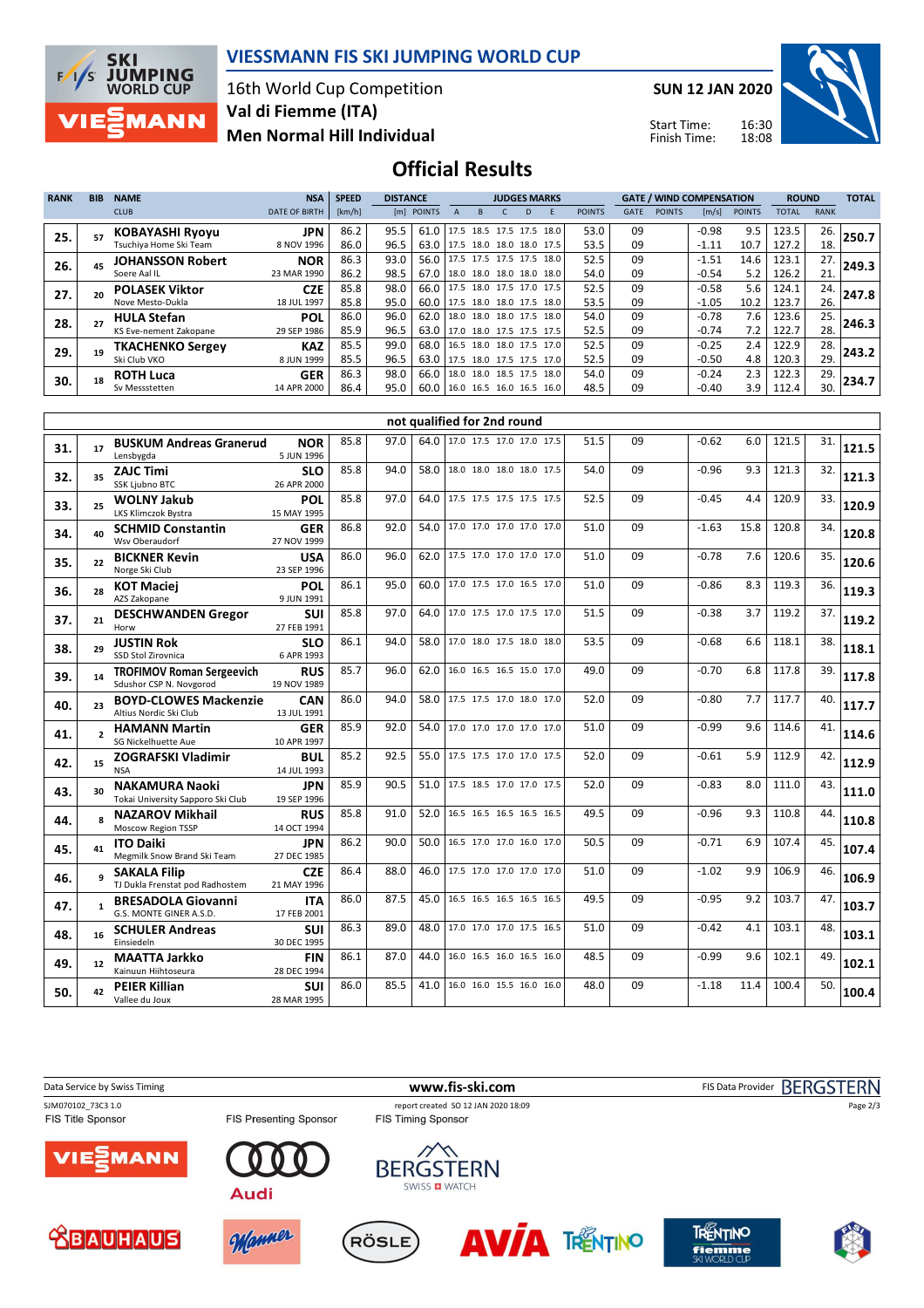# VIESSMANN FIS SKI JUMPING WORLD CUP

16th World Cup Competition
Val di Fiemme (ITA)
Men Normal Hill Individual

SUN 12 JAN 2020

Start Time: 16:30
Finish Time: 18:08

## Official Results

| RANK | BIB | NAME / CLUB | NSA / DATE OF BIRTH | SPEED [km/h] | DISTANCE [m] | DISTANCE POINTS | A | B | C | D | E | JUDGES POINTS | GATE | GATE POINTS | WIND [m/s] | WIND POINTS | ROUND TOTAL | ROUND RANK | TOTAL |
|---|---|---|---|---|---|---|---|---|---|---|---|---|---|---|---|---|---|---|---|
| 25. | 57 | **KOBAYASHI Ryoyu** Tsuchiya Home Ski Team | JPN 8 NOV 1996 | 86.2 | 95.5 | 61.0 | 17.5 | 18.5 | 17.5 | 17.5 | 18.0 | 53.0 | 09 | | -0.98 | 9.5 | 123.5 | 26. | 250.7 |
| | | | | 86.0 | 96.5 | 63.0 | 17.5 | 18.0 | 18.0 | 18.0 | 17.5 | 53.5 | 09 | | -1.11 | 10.7 | 127.2 | 18. | |
| 26. | 45 | **JOHANSSON Robert** Soere Aal IL | NOR 23 MAR 1990 | 86.3 | 93.0 | 56.0 | 17.5 | 17.5 | 17.5 | 17.5 | 18.0 | 52.5 | 09 | | -1.51 | 14.6 | 123.1 | 27. | 249.3 |
| | | | | 86.2 | 98.5 | 67.0 | 18.0 | 18.0 | 18.0 | 18.0 | 18.0 | 54.0 | 09 | | -0.54 | 5.2 | 126.2 | 21. | |
| 27. | 20 | **POLASEK Viktor** Nove Mesto-Dukla | CZE 18 JUL 1997 | 85.8 | 98.0 | 66.0 | 17.5 | 18.0 | 17.5 | 17.0 | 17.5 | 52.5 | 09 | | -0.58 | 5.6 | 124.1 | 24. | 247.8 |
| | | | | 85.8 | 95.0 | 60.0 | 17.5 | 18.0 | 18.0 | 17.5 | 18.0 | 53.5 | 09 | | -1.05 | 10.2 | 123.7 | 26. | |
| 28. | 27 | **HULA Stefan** KS Eve-nement Zakopane | POL 29 SEP 1986 | 86.0 | 96.0 | 62.0 | 18.0 | 18.0 | 18.0 | 17.5 | 18.0 | 54.0 | 09 | | -0.78 | 7.6 | 123.6 | 25. | 246.3 |
| | | | | 85.9 | 96.5 | 63.0 | 17.0 | 18.0 | 17.5 | 17.5 | 17.5 | 52.5 | 09 | | -0.74 | 7.2 | 122.7 | 28. | |
| 29. | 19 | **TKACHENKO Sergey** Ski Club VKO | KAZ 8 JUN 1999 | 85.5 | 99.0 | 68.0 | 16.5 | 18.0 | 18.0 | 17.5 | 17.0 | 52.5 | 09 | | -0.25 | 2.4 | 122.9 | 28. | 243.2 |
| | | | | 85.5 | 96.5 | 63.0 | 17.5 | 18.0 | 17.5 | 17.5 | 17.0 | 52.5 | 09 | | -0.50 | 4.8 | 120.3 | 29. | |
| 30. | 18 | **ROTH Luca** Sv Messstetten | GER 14 APR 2000 | 86.3 | 98.0 | 66.0 | 18.0 | 18.0 | 18.5 | 17.5 | 18.0 | 54.0 | 09 | | -0.24 | 2.3 | 122.3 | 29. | 234.7 |
| | | | | 86.4 | 95.0 | 60.0 | 16.0 | 16.5 | 16.0 | 16.5 | 16.0 | 48.5 | 09 | | -0.40 | 3.9 | 112.4 | 30. | |

### not qualified for 2nd round

| RANK | BIB | NAME / CLUB | NSA / DATE OF BIRTH | SPEED [km/h] | DISTANCE [m] | DISTANCE POINTS | A | B | C | D | E | JUDGES POINTS | GATE | GATE POINTS | WIND [m/s] | WIND POINTS | ROUND TOTAL | ROUND RANK | TOTAL |
|---|---|---|---|---|---|---|---|---|---|---|---|---|---|---|---|---|---|---|---|
| 31. | 17 | **BUSKUM Andreas Granerud** Lensbygda | NOR 5 JUN 1996 | 85.8 | 97.0 | 64.0 | 17.0 | 17.5 | 17.0 | 17.0 | 17.5 | 51.5 | 09 | | -0.62 | 6.0 | 121.5 | 31. | 121.5 |
| 32. | 35 | **ZAJC Timi** SSK Ljubno BTC | SLO 26 APR 2000 | 85.8 | 94.0 | 58.0 | 18.0 | 18.0 | 18.0 | 18.0 | 17.5 | 54.0 | 09 | | -0.96 | 9.3 | 121.3 | 32. | 121.3 |
| 33. | 25 | **WOLNY Jakub** LKS Klimczok Bystra | POL 15 MAY 1995 | 85.8 | 97.0 | 64.0 | 17.5 | 17.5 | 17.5 | 17.5 | 17.5 | 52.5 | 09 | | -0.45 | 4.4 | 120.9 | 33. | 120.9 |
| 34. | 40 | **SCHMID Constantin** Wsv Oberaudorf | GER 27 NOV 1999 | 86.8 | 92.0 | 54.0 | 17.0 | 17.0 | 17.0 | 17.0 | 17.0 | 51.0 | 09 | | -1.63 | 15.8 | 120.8 | 34. | 120.8 |
| 35. | 22 | **BICKNER Kevin** Norge Ski Club | USA 23 SEP 1996 | 86.0 | 96.0 | 62.0 | 17.5 | 17.0 | 17.0 | 17.0 | 17.0 | 51.0 | 09 | | -0.78 | 7.6 | 120.6 | 35. | 120.6 |
| 36. | 28 | **KOT Maciej** AZS Zakopane | POL 9 JUN 1991 | 86.1 | 95.0 | 60.0 | 17.0 | 17.5 | 17.0 | 16.5 | 17.0 | 51.0 | 09 | | -0.86 | 8.3 | 119.3 | 36. | 119.3 |
| 37. | 21 | **DESCHWANDEN Gregor** Horw | SUI 27 FEB 1991 | 85.8 | 97.0 | 64.0 | 17.0 | 17.5 | 17.0 | 17.5 | 17.0 | 51.5 | 09 | | -0.38 | 3.7 | 119.2 | 37. | 119.2 |
| 38. | 29 | **JUSTIN Rok** SSD Stol Zirovnica | SLO 6 APR 1993 | 86.1 | 94.0 | 58.0 | 17.0 | 18.0 | 17.5 | 18.0 | 18.0 | 53.5 | 09 | | -0.68 | 6.6 | 118.1 | 38. | 118.1 |
| 39. | 14 | **TROFIMOV Roman Sergeevich** Sdushor CSP N. Novgorod | RUS 19 NOV 1989 | 85.7 | 96.0 | 62.0 | 16.0 | 16.5 | 16.5 | 15.0 | 17.0 | 49.0 | 09 | | -0.70 | 6.8 | 117.8 | 39. | 117.8 |
| 40. | 23 | **BOYD-CLOWES Mackenzie** Altius Nordic Ski Club | CAN 13 JUL 1991 | 86.0 | 94.0 | 58.0 | 17.5 | 17.5 | 17.0 | 18.0 | 17.0 | 52.0 | 09 | | -0.80 | 7.7 | 117.7 | 40. | 117.7 |
| 41. | 2 | **HAMANN Martin** SG Nickelhuette Aue | GER 10 APR 1997 | 85.9 | 92.0 | 54.0 | 17.0 | 17.0 | 17.0 | 17.0 | 17.0 | 51.0 | 09 | | -0.99 | 9.6 | 114.6 | 41. | 114.6 |
| 42. | 15 | **ZOGRAFSKI Vladimir** NSA | BUL 14 JUL 1993 | 85.2 | 92.5 | 55.0 | 17.5 | 17.5 | 17.0 | 17.0 | 17.5 | 52.0 | 09 | | -0.61 | 5.9 | 112.9 | 42. | 112.9 |
| 43. | 30 | **NAKAMURA Naoki** Tokai University Sapporo Ski Club | JPN 19 SEP 1996 | 85.9 | 90.5 | 51.0 | 17.5 | 18.5 | 17.0 | 17.0 | 17.5 | 52.0 | 09 | | -0.83 | 8.0 | 111.0 | 43. | 111.0 |
| 44. | 8 | **NAZAROV Mikhail** Moscow Region TSSP | RUS 14 OCT 1994 | 85.8 | 91.0 | 52.0 | 16.5 | 16.5 | 16.5 | 16.5 | 16.5 | 49.5 | 09 | | -0.96 | 9.3 | 110.8 | 44. | 110.8 |
| 45. | 41 | **ITO Daiki** Megmilk Snow Brand Ski Team | JPN 27 DEC 1985 | 86.2 | 90.0 | 50.0 | 16.5 | 17.0 | 17.0 | 16.0 | 17.0 | 50.5 | 09 | | -0.71 | 6.9 | 107.4 | 45. | 107.4 |
| 46. | 9 | **SAKALA Filip** TJ Dukla Frenstat pod Radhostem | CZE 21 MAY 1996 | 86.4 | 88.0 | 46.0 | 17.5 | 17.0 | 17.0 | 17.0 | 17.0 | 51.0 | 09 | | -1.02 | 9.9 | 106.9 | 46. | 106.9 |
| 47. | 1 | **BRESADOLA Giovanni** G.S. MONTE GINER A.S.D. | ITA 17 FEB 2001 | 86.0 | 87.5 | 45.0 | 16.5 | 16.5 | 16.5 | 16.5 | 16.5 | 49.5 | 09 | | -0.95 | 9.2 | 103.7 | 47. | 103.7 |
| 48. | 16 | **SCHULER Andreas** Einsiedeln | SUI 30 DEC 1995 | 86.3 | 89.0 | 48.0 | 17.0 | 17.0 | 17.0 | 17.5 | 16.5 | 51.0 | 09 | | -0.42 | 4.1 | 103.1 | 48. | 103.1 |
| 49. | 12 | **MAATTA Jarkko** Kainuun Hiihtoseura | FIN 28 DEC 1994 | 86.1 | 87.0 | 44.0 | 16.0 | 16.5 | 16.0 | 16.5 | 16.0 | 48.5 | 09 | | -0.99 | 9.6 | 102.1 | 49. | 102.1 |
| 50. | 42 | **PEIER Killian** Vallee du Joux | SUI 28 MAR 1995 | 86.0 | 85.5 | 41.0 | 16.0 | 16.0 | 15.5 | 16.0 | 16.0 | 48.0 | 09 | | -1.18 | 11.4 | 100.4 | 50. | 100.4 |

Data Service by Swiss Timing — www.fis-ski.com — FIS Data Provider BERGSTERN

SJM070102_73C3 1.0 — report created SO 12 JAN 2020 18:09

FIS Title Sponsor: VIESSMANN — FIS Presenting Sponsor: Audi — FIS Timing Sponsor: BERGSTERN

BAUHAUS, Manner, RÖSLE, AVIA, TRENTINO, Trentino Fiemme Ski World Cup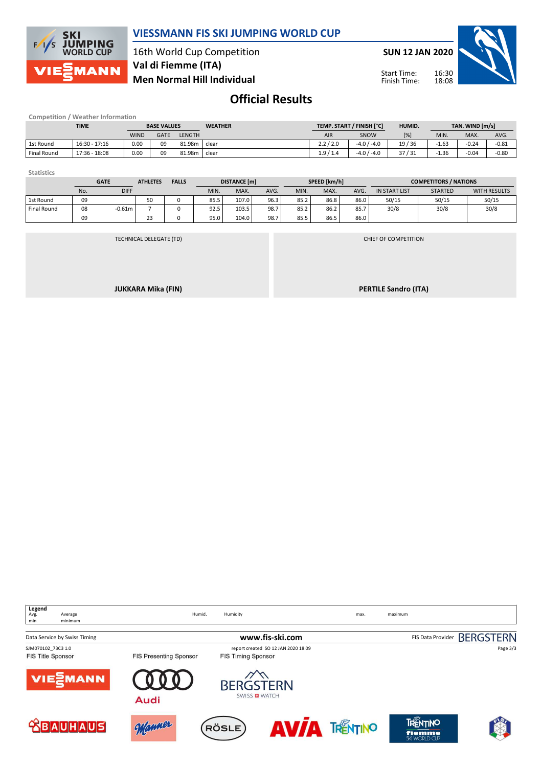# VIESSMANN FIS SKI JUMPING WORLD CUP

16th World Cup Competition
**Val di Fiemme (ITA)**
**Men Normal Hill Individual**

**SUN 12 JAN 2020**

Start Time: 16:30
Finish Time: 18:08

## Official Results

Competition / Weather Information

| | TIME | BASE VALUES | | | WEATHER | TEMP. START / FINISH [°C] | | HUMID. | TAN. WIND [m/s] | | |
|---|---|---|---|---|---|---|---|---|---|---|---|
| | | WIND | GATE | LENGTH | | AIR | SNOW | [%] | MIN. | MAX. | AVG. |
| 1st Round | 16:30 - 17:16 | 0.00 | 09 | 81.98m | clear | 2.2 / 2.0 | -4.0 / -4.0 | 19 / 36 | -1.63 | -0.24 | -0.81 |
| Final Round | 17:36 - 18:08 | 0.00 | 09 | 81.98m | clear | 1.9 / 1.4 | -4.0 / -4.0 | 37 / 31 | -1.36 | -0.04 | -0.80 |

Statistics

| | GATE | | ATHLETES | FALLS | DISTANCE [m] | | | SPEED [km/h] | | | COMPETITORS / NATIONS | | |
|---|---|---|---|---|---|---|---|---|---|---|---|---|---|
| | No. | DIFF | | | MIN. | MAX. | AVG. | MIN. | MAX. | AVG. | IN START LIST | STARTED | WITH RESULTS |
| 1st Round | 09 | | 50 | 0 | 85.5 | 107.0 | 96.3 | 85.2 | 86.8 | 86.0 | 50/15 | 50/15 | 50/15 |
| Final Round | 08 | -0.61m | 7 | 0 | 92.5 | 103.5 | 98.7 | 85.2 | 86.2 | 85.7 | 30/8 | 30/8 | 30/8 |
| | 09 | | 23 | 0 | 95.0 | 104.0 | 98.7 | 85.5 | 86.5 | 86.0 | | | |

TECHNICAL DELEGATE (TD)

**JUKKARA Mika (FIN)**

CHIEF OF COMPETITION

**PERTILE Sandro (ITA)**

| Legend | | | | | |
|---|---|---|---|---|---|
| Avg. | Average | Humid. | Humidity | max. | maximum |
| min. | minimum | | | | |

Data Service by Swiss Timing — www.fis-ski.com — FIS Data Provider BERGSTERN

SJM070102_73C3 1.0 — report created SO 12 JAN 2020 18:09

FIS Title Sponsor — FIS Presenting Sponsor — FIS Timing Sponsor